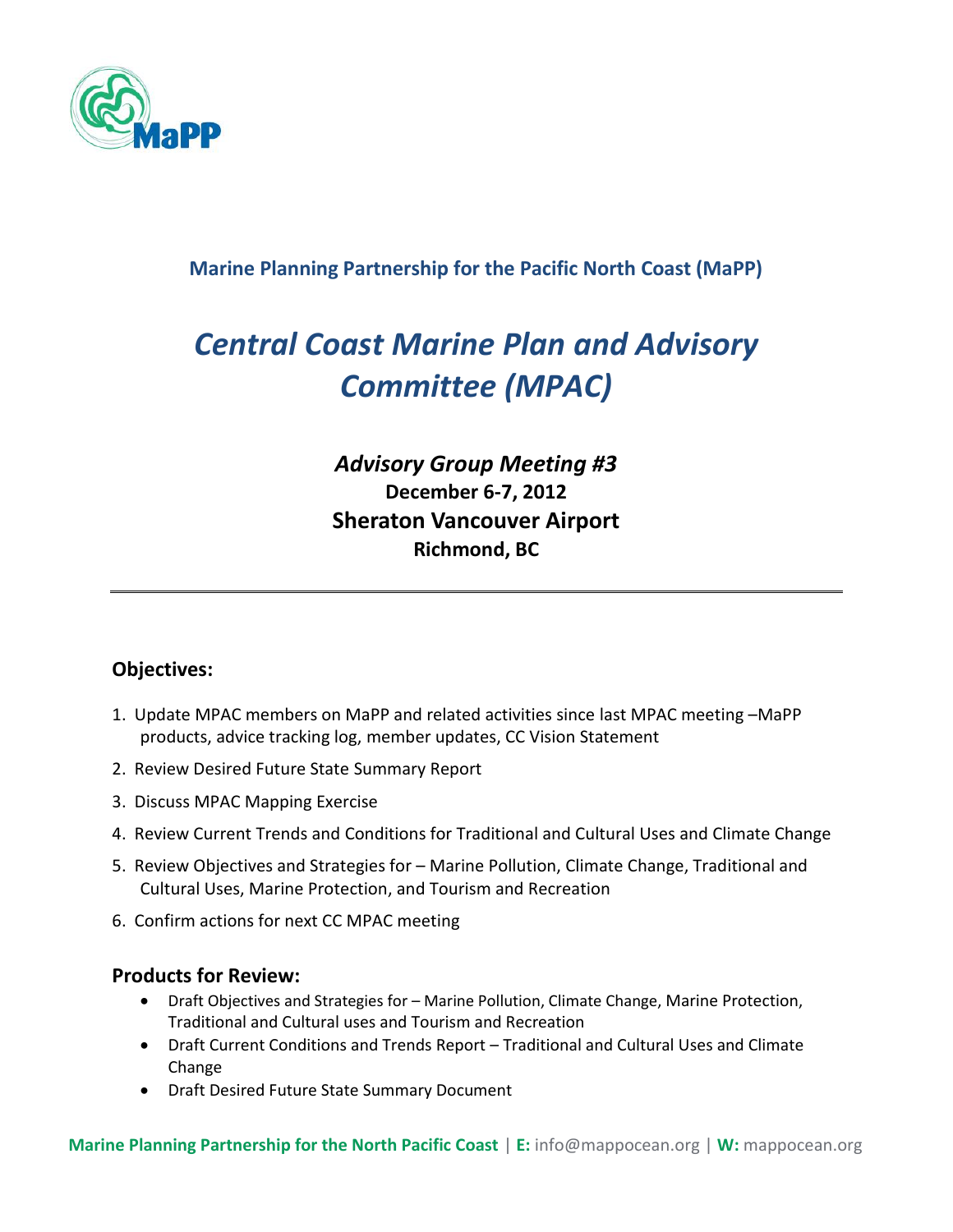**Marine Planning Partnership for the Pacific North Coast (MaPP)**

# *Central Coast Marine Plan and Advisory Committee (MPAC)*

## *Advisory Group Meeting #3*

**December 6-7, 2012**

**Sheraton Vancouver Airport**

**Richmond, BC**

---

### Objectives:

1. Update MPAC members on MaPP and related activities since last MPAC meeting –MaPP products, advice tracking log, member updates, CC Vision Statement
2. Review Desired Future State Summary Report
3. Discuss MPAC Mapping Exercise
4. Review Current Trends and Conditions for Traditional and Cultural Uses and Climate Change
5. Review Objectives and Strategies for – Marine Pollution, Climate Change, Traditional and Cultural Uses, Marine Protection, and Tourism and Recreation
6. Confirm actions for next CC MPAC meeting

### Products for Review:

- Draft Objectives and Strategies for – Marine Pollution, Climate Change, Marine Protection, Traditional and Cultural uses and Tourism and Recreation
- Draft Current Conditions and Trends Report – Traditional and Cultural Uses and Climate Change
- Draft Desired Future State Summary Document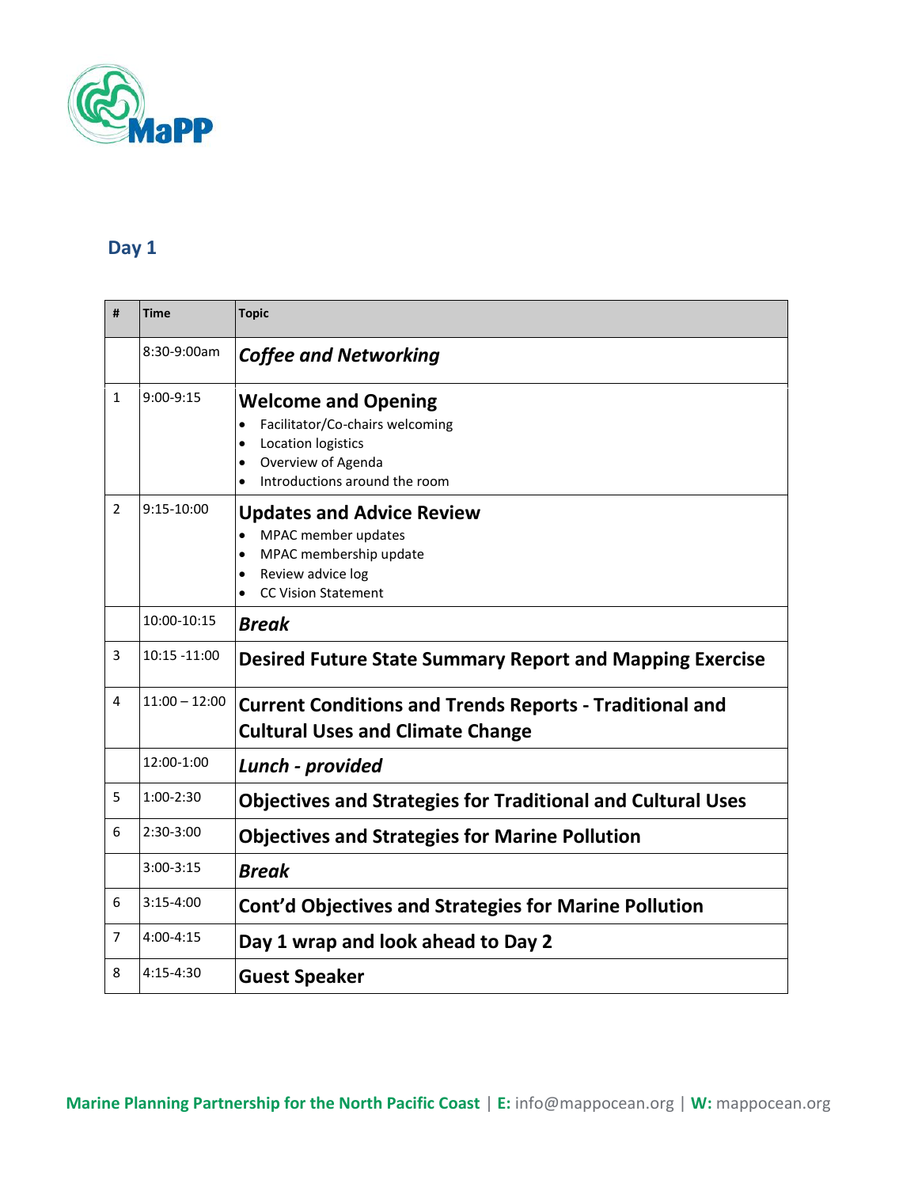## Day 1

| # | Time | Topic |
|---|---|---|
| | 8:30-9:00am | ***Coffee and Networking*** |
| 1 | 9:00-9:15 | **Welcome and Opening**<br>• Facilitator/Co-chairs welcoming<br>• Location logistics<br>• Overview of Agenda<br>• Introductions around the room |
| 2 | 9:15-10:00 | **Updates and Advice Review**<br>• MPAC member updates<br>• MPAC membership update<br>• Review advice log<br>• CC Vision Statement |
| | 10:00-10:15 | ***Break*** |
| 3 | 10:15 -11:00 | **Desired Future State Summary Report and Mapping Exercise** |
| 4 | 11:00 – 12:00 | **Current Conditions and Trends Reports - Traditional and Cultural Uses and Climate Change** |
| | 12:00-1:00 | ***Lunch - provided*** |
| 5 | 1:00-2:30 | **Objectives and Strategies for Traditional and Cultural Uses** |
| 6 | 2:30-3:00 | **Objectives and Strategies for Marine Pollution** |
| | 3:00-3:15 | ***Break*** |
| 6 | 3:15-4:00 | **Cont'd Objectives and Strategies for Marine Pollution** |
| 7 | 4:00-4:15 | **Day 1 wrap and look ahead to Day 2** |
| 8 | 4:15-4:30 | **Guest Speaker** |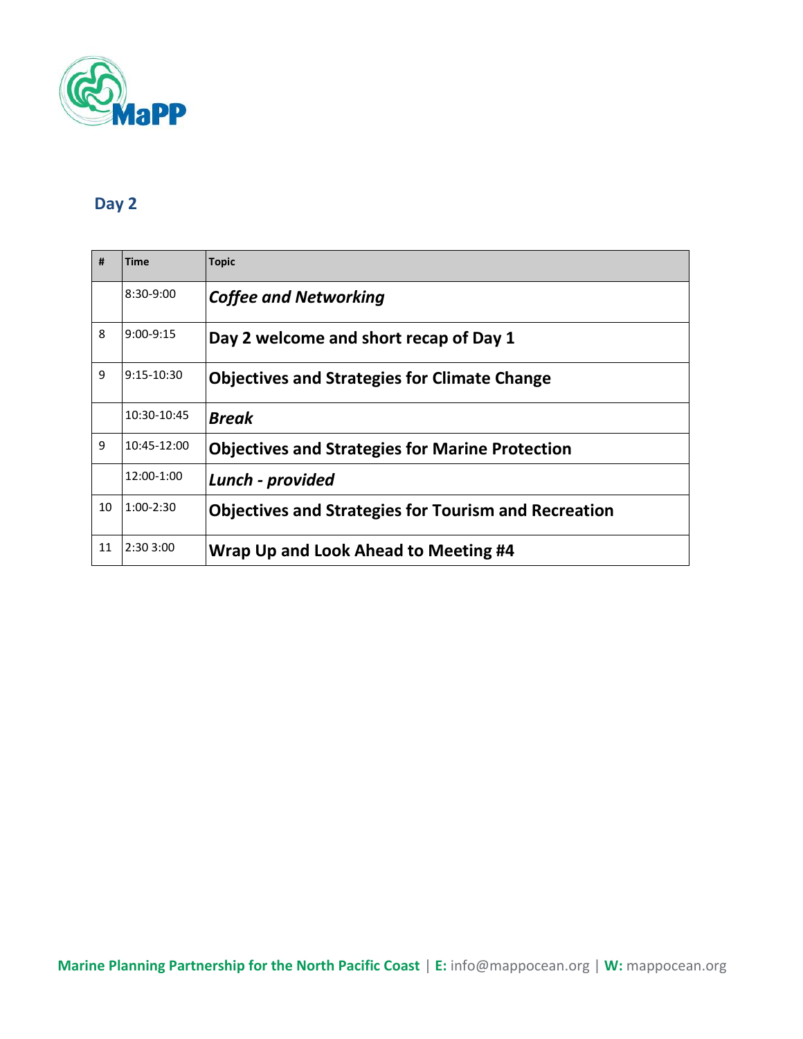## Day 2

| # | Time | Topic |
|---|---|---|
| | 8:30-9:00 | ***Coffee and Networking*** |
| 8 | 9:00-9:15 | **Day 2 welcome and short recap of Day 1** |
| 9 | 9:15-10:30 | **Objectives and Strategies for Climate Change** |
| | 10:30-10:45 | ***Break*** |
| 9 | 10:45-12:00 | **Objectives and Strategies for Marine Protection** |
| | 12:00-1:00 | ***Lunch - provided*** |
| 10 | 1:00-2:30 | **Objectives and Strategies for Tourism and Recreation** |
| 11 | 2:30 3:00 | **Wrap Up and Look Ahead to Meeting #4** |

**Marine Planning Partnership for the North Pacific Coast** | **E:** info@mappocean.org | **W:** mappocean.org